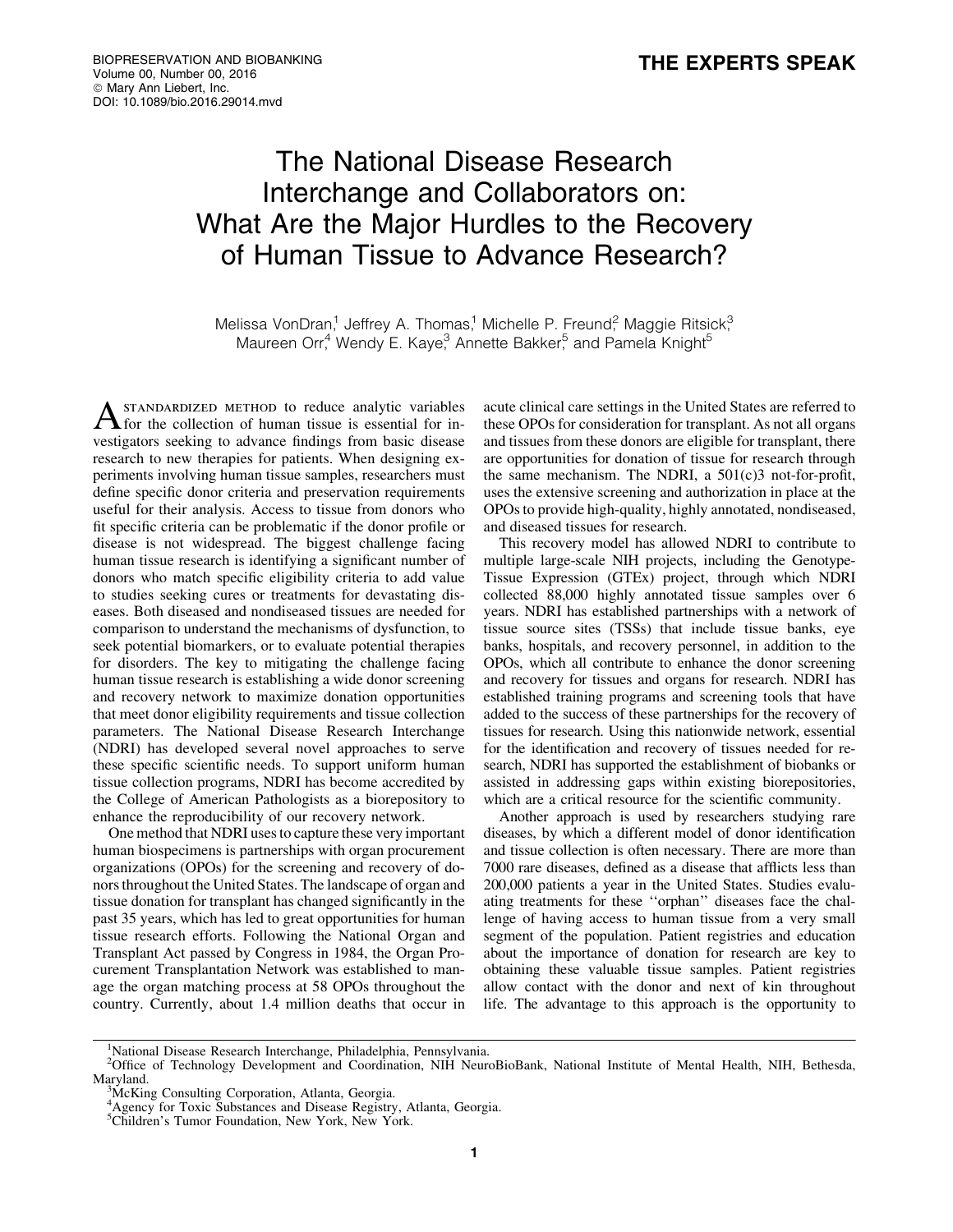THE EXPERTS SPEAK

# The National Disease Research Interchange and Collaborators on: What Are the Major Hurdles to the Recovery of Human Tissue to Advance Research?

Melissa VonDran,[1] Jeffrey A. Thomas,[1] Michelle P. Freund,[2] Maggie Ritsick,[3] Maureen Orr,[4] Wendy E. Kaye,[3] Annette Bakker,[5] and Pamela Knight[5]

A standardized method to reduce analytic variables for the collection of human tissue is essential for investigators seeking to advance findings from basic disease research to new therapies for patients. When designing experiments involving human tissue samples, researchers must define specific donor criteria and preservation requirements useful for their analysis. Access to tissue from donors who fit specific criteria can be problematic if the donor profile or disease is not widespread. The biggest challenge facing human tissue research is identifying a significant number of donors who match specific eligibility criteria to add value to studies seeking cures or treatments for devastating diseases. Both diseased and nondiseased tissues are needed for comparison to understand the mechanisms of dysfunction, to seek potential biomarkers, or to evaluate potential therapies for disorders. The key to mitigating the challenge facing human tissue research is establishing a wide donor screening and recovery network to maximize donation opportunities that meet donor eligibility requirements and tissue collection parameters. The National Disease Research Interchange (NDRI) has developed several novel approaches to serve these specific scientific needs. To support uniform human tissue collection programs, NDRI has become accredited by the College of American Pathologists as a biorepository to enhance the reproducibility of our recovery network.

One method that NDRI uses to capture these very important human biospecimens is partnerships with organ procurement organizations (OPOs) for the screening and recovery of donors throughout the United States. The landscape of organ and tissue donation for transplant has changed significantly in the past 35 years, which has led to great opportunities for human tissue research efforts. Following the National Organ and Transplant Act passed by Congress in 1984, the Organ Procurement Transplantation Network was established to manage the organ matching process at 58 OPOs throughout the country. Currently, about 1.4 million deaths that occur in acute clinical care settings in the United States are referred to these OPOs for consideration for transplant. As not all organs and tissues from these donors are eligible for transplant, there are opportunities for donation of tissue for research through the same mechanism. The NDRI, a 501(c)3 not-for-profit, uses the extensive screening and authorization in place at the OPOs to provide high-quality, highly annotated, nondiseased, and diseased tissues for research.

This recovery model has allowed NDRI to contribute to multiple large-scale NIH projects, including the Genotype-Tissue Expression (GTEx) project, through which NDRI collected 88,000 highly annotated tissue samples over 6 years. NDRI has established partnerships with a network of tissue source sites (TSSs) that include tissue banks, eye banks, hospitals, and recovery personnel, in addition to the OPOs, which all contribute to enhance the donor screening and recovery for tissues and organs for research. NDRI has established training programs and screening tools that have added to the success of these partnerships for the recovery of tissues for research. Using this nationwide network, essential for the identification and recovery of tissues needed for research, NDRI has supported the establishment of biobanks or assisted in addressing gaps within existing biorepositories, which are a critical resource for the scientific community.

Another approach is used by researchers studying rare diseases, by which a different model of donor identification and tissue collection is often necessary. There are more than 7000 rare diseases, defined as a disease that afflicts less than 200,000 patients a year in the United States. Studies evaluating treatments for these ''orphan'' diseases face the challenge of having access to human tissue from a very small segment of the population. Patient registries and education about the importance of donation for research are key to obtaining these valuable tissue samples. Patient registries allow contact with the donor and next of kin throughout life. The advantage to this approach is the opportunity to

[1]National Disease Research Interchange, Philadelphia, Pennsylvania.
[2]Office of Technology Development and Coordination, NIH NeuroBioBank, National Institute of Mental Health, NIH, Bethesda, Maryland.
[3]McKing Consulting Corporation, Atlanta, Georgia.
[4]Agency for Toxic Substances and Disease Registry, Atlanta, Georgia.
[5]Children's Tumor Foundation, New York, New York.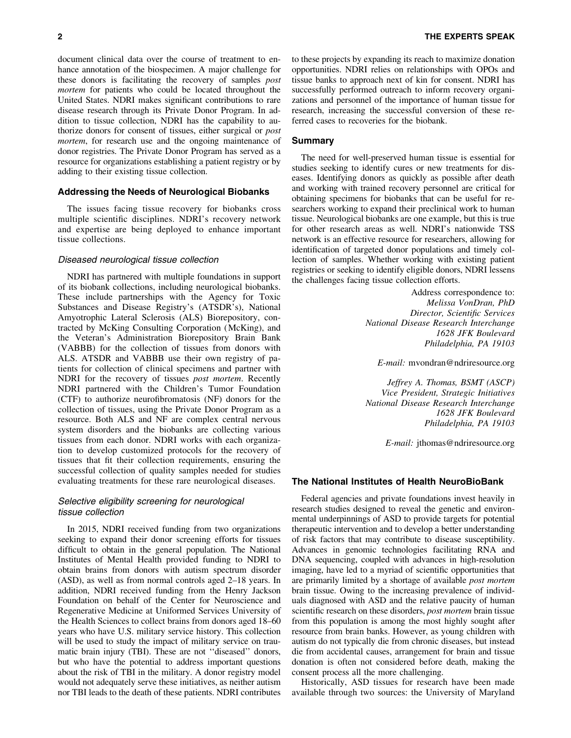document clinical data over the course of treatment to enhance annotation of the biospecimen. A major challenge for these donors is facilitating the recovery of samples *post mortem* for patients who could be located throughout the United States. NDRI makes significant contributions to rare disease research through its Private Donor Program. In addition to tissue collection, NDRI has the capability to authorize donors for consent of tissues, either surgical or *post mortem*, for research use and the ongoing maintenance of donor registries. The Private Donor Program has served as a resource for organizations establishing a patient registry or by adding to their existing tissue collection.

### Addressing the Needs of Neurological Biobanks

The issues facing tissue recovery for biobanks cross multiple scientific disciplines. NDRI's recovery network and expertise are being deployed to enhance important tissue collections.

#### *Diseased neurological tissue collection*

NDRI has partnered with multiple foundations in support of its biobank collections, including neurological biobanks. These include partnerships with the Agency for Toxic Substances and Disease Registry's (ATSDR's), National Amyotrophic Lateral Sclerosis (ALS) Biorepository, contracted by McKing Consulting Corporation (McKing), and the Veteran's Administration Biorepository Brain Bank (VABBB) for the collection of tissues from donors with ALS. ATSDR and VABBB use their own registry of patients for collection of clinical specimens and partner with NDRI for the recovery of tissues *post mortem*. Recently NDRI partnered with the Children's Tumor Foundation (CTF) to authorize neurofibromatosis (NF) donors for the collection of tissues, using the Private Donor Program as a resource. Both ALS and NF are complex central nervous system disorders and the biobanks are collecting various tissues from each donor. NDRI works with each organization to develop customized protocols for the recovery of tissues that fit their collection requirements, ensuring the successful collection of quality samples needed for studies evaluating treatments for these rare neurological diseases.

#### *Selective eligibility screening for neurological tissue collection*

In 2015, NDRI received funding from two organizations seeking to expand their donor screening efforts for tissues difficult to obtain in the general population. The National Institutes of Mental Health provided funding to NDRI to obtain brains from donors with autism spectrum disorder (ASD), as well as from normal controls aged 2–18 years. In addition, NDRI received funding from the Henry Jackson Foundation on behalf of the Center for Neuroscience and Regenerative Medicine at Uniformed Services University of the Health Sciences to collect brains from donors aged 18–60 years who have U.S. military service history. This collection will be used to study the impact of military service on traumatic brain injury (TBI). These are not "diseased" donors, but who have the potential to address important questions about the risk of TBI in the military. A donor registry model would not adequately serve these initiatives, as neither autism nor TBI leads to the death of these patients. NDRI contributes to these projects by expanding its reach to maximize donation opportunities. NDRI relies on relationships with OPOs and tissue banks to approach next of kin for consent. NDRI has successfully performed outreach to inform recovery organizations and personnel of the importance of human tissue for research, increasing the successful conversion of these referred cases to recoveries for the biobank.

### Summary

The need for well-preserved human tissue is essential for studies seeking to identify cures or new treatments for diseases. Identifying donors as quickly as possible after death and working with trained recovery personnel are critical for obtaining specimens for biobanks that can be useful for researchers working to expand their preclinical work to human tissue. Neurological biobanks are one example, but this is true for other research areas as well. NDRI's nationwide TSS network is an effective resource for researchers, allowing for identification of targeted donor populations and timely collection of samples. Whether working with existing patient registries or seeking to identify eligible donors, NDRI lessens the challenges facing tissue collection efforts.

Address correspondence to:
*Melissa VonDran, PhD*
*Director, Scientific Services*
*National Disease Research Interchange*
*1628 JFK Boulevard*
*Philadelphia, PA 19103*

*E-mail:* mvondran@ndriresource.org

*Jeffrey A. Thomas, BSMT (ASCP)*
*Vice President, Strategic Initiatives*
*National Disease Research Interchange*
*1628 JFK Boulevard*
*Philadelphia, PA 19103*

*E-mail:* jthomas@ndriresource.org

### The National Institutes of Health NeuroBioBank

Federal agencies and private foundations invest heavily in research studies designed to reveal the genetic and environmental underpinnings of ASD to provide targets for potential therapeutic intervention and to develop a better understanding of risk factors that may contribute to disease susceptibility. Advances in genomic technologies facilitating RNA and DNA sequencing, coupled with advances in high-resolution imaging, have led to a myriad of scientific opportunities that are primarily limited by a shortage of available *post mortem* brain tissue. Owing to the increasing prevalence of individuals diagnosed with ASD and the relative paucity of human scientific research on these disorders, *post mortem* brain tissue from this population is among the most highly sought after resource from brain banks. However, as young children with autism do not typically die from chronic diseases, but instead die from accidental causes, arrangement for brain and tissue donation is often not considered before death, making the consent process all the more challenging.

Historically, ASD tissues for research have been made available through two sources: the University of Maryland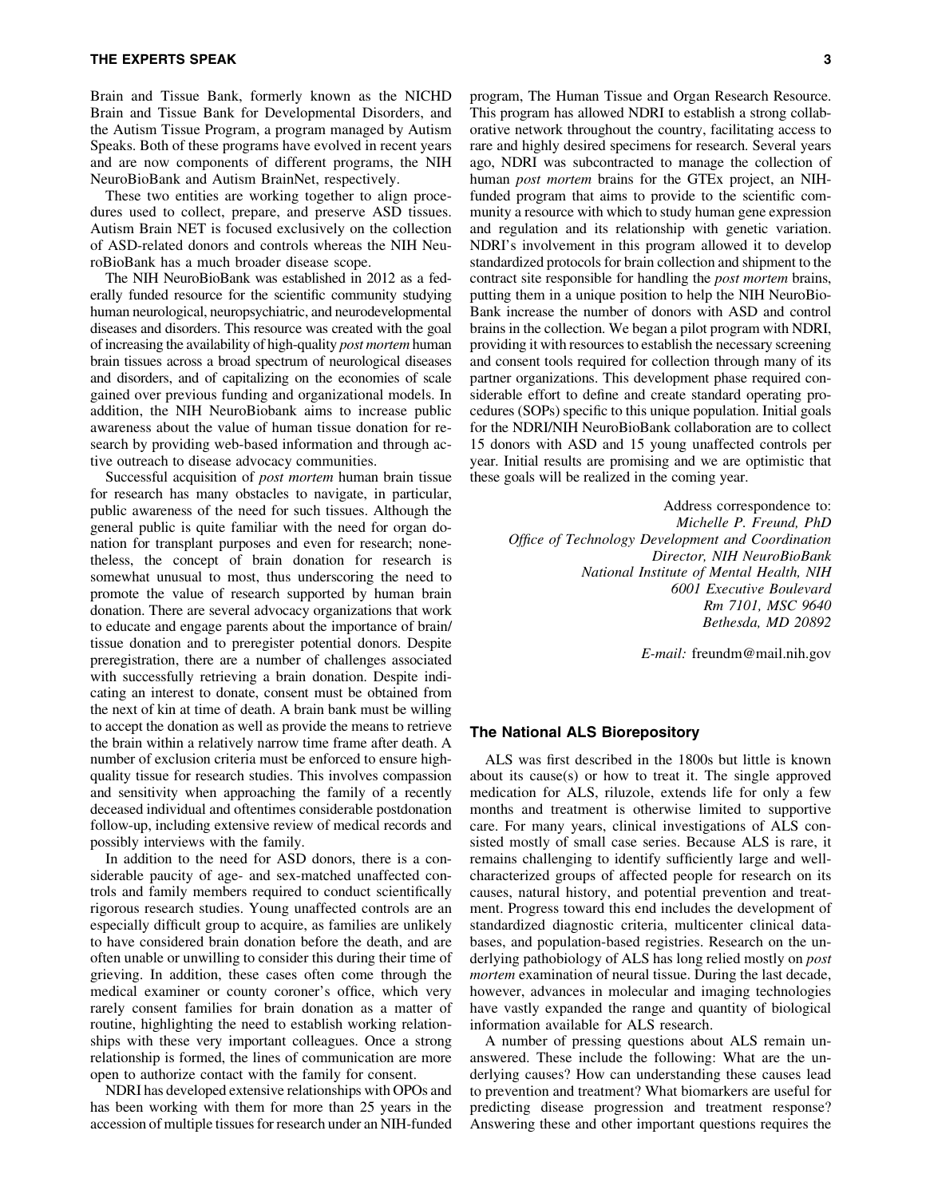Brain and Tissue Bank, formerly known as the NICHD Brain and Tissue Bank for Developmental Disorders, and the Autism Tissue Program, a program managed by Autism Speaks. Both of these programs have evolved in recent years and are now components of different programs, the NIH NeuroBioBank and Autism BrainNet, respectively.

These two entities are working together to align procedures used to collect, prepare, and preserve ASD tissues. Autism Brain NET is focused exclusively on the collection of ASD-related donors and controls whereas the NIH NeuroBioBank has a much broader disease scope.

The NIH NeuroBioBank was established in 2012 as a federally funded resource for the scientific community studying human neurological, neuropsychiatric, and neurodevelopmental diseases and disorders. This resource was created with the goal of increasing the availability of high-quality *post mortem* human brain tissues across a broad spectrum of neurological diseases and disorders, and of capitalizing on the economies of scale gained over previous funding and organizational models. In addition, the NIH NeuroBiobank aims to increase public awareness about the value of human tissue donation for research by providing web-based information and through active outreach to disease advocacy communities.

Successful acquisition of *post mortem* human brain tissue for research has many obstacles to navigate, in particular, public awareness of the need for such tissues. Although the general public is quite familiar with the need for organ donation for transplant purposes and even for research; nonetheless, the concept of brain donation for research is somewhat unusual to most, thus underscoring the need to promote the value of research supported by human brain donation. There are several advocacy organizations that work to educate and engage parents about the importance of brain/tissue donation and to preregister potential donors. Despite preregistration, there are a number of challenges associated with successfully retrieving a brain donation. Despite indicating an interest to donate, consent must be obtained from the next of kin at time of death. A brain bank must be willing to accept the donation as well as provide the means to retrieve the brain within a relatively narrow time frame after death. A number of exclusion criteria must be enforced to ensure high-quality tissue for research studies. This involves compassion and sensitivity when approaching the family of a recently deceased individual and oftentimes considerable postdonation follow-up, including extensive review of medical records and possibly interviews with the family.

In addition to the need for ASD donors, there is a considerable paucity of age- and sex-matched unaffected controls and family members required to conduct scientifically rigorous research studies. Young unaffected controls are an especially difficult group to acquire, as families are unlikely to have considered brain donation before the death, and are often unable or unwilling to consider this during their time of grieving. In addition, these cases often come through the medical examiner or county coroner's office, which very rarely consent families for brain donation as a matter of routine, highlighting the need to establish working relationships with these very important colleagues. Once a strong relationship is formed, the lines of communication are more open to authorize contact with the family for consent.

NDRI has developed extensive relationships with OPOs and has been working with them for more than 25 years in the accession of multiple tissues for research under an NIH-funded program, The Human Tissue and Organ Research Resource. This program has allowed NDRI to establish a strong collaborative network throughout the country, facilitating access to rare and highly desired specimens for research. Several years ago, NDRI was subcontracted to manage the collection of human *post mortem* brains for the GTEx project, an NIH-funded program that aims to provide to the scientific community a resource with which to study human gene expression and regulation and its relationship with genetic variation. NDRI's involvement in this program allowed it to develop standardized protocols for brain collection and shipment to the contract site responsible for handling the *post mortem* brains, putting them in a unique position to help the NIH NeuroBioBank increase the number of donors with ASD and control brains in the collection. We began a pilot program with NDRI, providing it with resources to establish the necessary screening and consent tools required for collection through many of its partner organizations. This development phase required considerable effort to define and create standard operating procedures (SOPs) specific to this unique population. Initial goals for the NDRI/NIH NeuroBioBank collaboration are to collect 15 donors with ASD and 15 young unaffected controls per year. Initial results are promising and we are optimistic that these goals will be realized in the coming year.

Address correspondence to:
*Michelle P. Freund, PhD*
*Office of Technology Development and Coordination*
*Director, NIH NeuroBioBank*
*National Institute of Mental Health, NIH*
*6001 Executive Boulevard*
*Rm 7101, MSC 9640*
*Bethesda, MD 20892*

*E-mail:* freundm@mail.nih.gov

## The National ALS Biorepository

ALS was first described in the 1800s but little is known about its cause(s) or how to treat it. The single approved medication for ALS, riluzole, extends life for only a few months and treatment is otherwise limited to supportive care. For many years, clinical investigations of ALS consisted mostly of small case series. Because ALS is rare, it remains challenging to identify sufficiently large and well-characterized groups of affected people for research on its causes, natural history, and potential prevention and treatment. Progress toward this end includes the development of standardized diagnostic criteria, multicenter clinical databases, and population-based registries. Research on the underlying pathobiology of ALS has long relied mostly on *post mortem* examination of neural tissue. During the last decade, however, advances in molecular and imaging technologies have vastly expanded the range and quantity of biological information available for ALS research.

A number of pressing questions about ALS remain unanswered. These include the following: What are the underlying causes? How can understanding these causes lead to prevention and treatment? What biomarkers are useful for predicting disease progression and treatment response? Answering these and other important questions requires the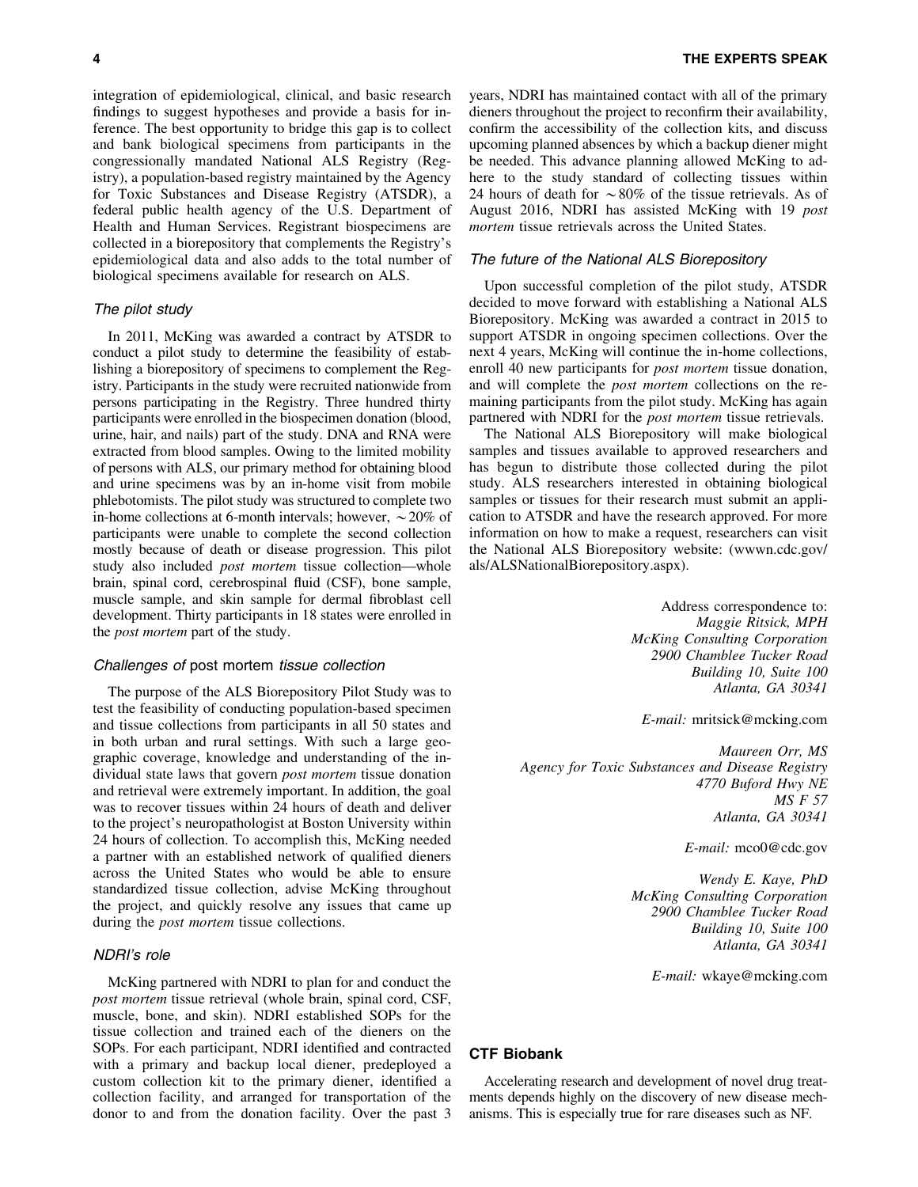integration of epidemiological, clinical, and basic research findings to suggest hypotheses and provide a basis for inference. The best opportunity to bridge this gap is to collect and bank biological specimens from participants in the congressionally mandated National ALS Registry (Registry), a population-based registry maintained by the Agency for Toxic Substances and Disease Registry (ATSDR), a federal public health agency of the U.S. Department of Health and Human Services. Registrant biospecimens are collected in a biorepository that complements the Registry's epidemiological data and also adds to the total number of biological specimens available for research on ALS.

### *The pilot study*

In 2011, McKing was awarded a contract by ATSDR to conduct a pilot study to determine the feasibility of establishing a biorepository of specimens to complement the Registry. Participants in the study were recruited nationwide from persons participating in the Registry. Three hundred thirty participants were enrolled in the biospecimen donation (blood, urine, hair, and nails) part of the study. DNA and RNA were extracted from blood samples. Owing to the limited mobility of persons with ALS, our primary method for obtaining blood and urine specimens was by an in-home visit from mobile phlebotomists. The pilot study was structured to complete two in-home collections at 6-month intervals; however, ~20% of participants were unable to complete the second collection mostly because of death or disease progression. This pilot study also included *post mortem* tissue collection—whole brain, spinal cord, cerebrospinal fluid (CSF), bone sample, muscle sample, and skin sample for dermal fibroblast cell development. Thirty participants in 18 states were enrolled in the *post mortem* part of the study.

### *Challenges of* post mortem *tissue collection*

The purpose of the ALS Biorepository Pilot Study was to test the feasibility of conducting population-based specimen and tissue collections from participants in all 50 states and in both urban and rural settings. With such a large geographic coverage, knowledge and understanding of the individual state laws that govern *post mortem* tissue donation and retrieval were extremely important. In addition, the goal was to recover tissues within 24 hours of death and deliver to the project's neuropathologist at Boston University within 24 hours of collection. To accomplish this, McKing needed a partner with an established network of qualified dieners across the United States who would be able to ensure standardized tissue collection, advise McKing throughout the project, and quickly resolve any issues that came up during the *post mortem* tissue collections.

### *NDRI's role*

McKing partnered with NDRI to plan for and conduct the *post mortem* tissue retrieval (whole brain, spinal cord, CSF, muscle, bone, and skin). NDRI established SOPs for the tissue collection and trained each of the dieners on the SOPs. For each participant, NDRI identified and contracted with a primary and backup local diener, predeployed a custom collection kit to the primary diener, identified a collection facility, and arranged for transportation of the donor to and from the donation facility. Over the past 3 years, NDRI has maintained contact with all of the primary dieners throughout the project to reconfirm their availability, confirm the accessibility of the collection kits, and discuss upcoming planned absences by which a backup diener might be needed. This advance planning allowed McKing to adhere to the study standard of collecting tissues within 24 hours of death for ~80% of the tissue retrievals. As of August 2016, NDRI has assisted McKing with 19 *post mortem* tissue retrievals across the United States.

### *The future of the National ALS Biorepository*

Upon successful completion of the pilot study, ATSDR decided to move forward with establishing a National ALS Biorepository. McKing was awarded a contract in 2015 to support ATSDR in ongoing specimen collections. Over the next 4 years, McKing will continue the in-home collections, enroll 40 new participants for *post mortem* tissue donation, and will complete the *post mortem* collections on the remaining participants from the pilot study. McKing has again partnered with NDRI for the *post mortem* tissue retrievals.

The National ALS Biorepository will make biological samples and tissues available to approved researchers and has begun to distribute those collected during the pilot study. ALS researchers interested in obtaining biological samples or tissues for their research must submit an application to ATSDR and have the research approved. For more information on how to make a request, researchers can visit the National ALS Biorepository website: (wwwn.cdc.gov/als/ALSNationalBiorepository.aspx).

Address correspondence to:
*Maggie Ritsick, MPH*
*McKing Consulting Corporation*
*2900 Chamblee Tucker Road*
*Building 10, Suite 100*
*Atlanta, GA 30341*

*E-mail:* mritsick@mcking.com

*Maureen Orr, MS*
*Agency for Toxic Substances and Disease Registry*
*4770 Buford Hwy NE*
*MS F 57*
*Atlanta, GA 30341*

*E-mail:* mco0@cdc.gov

*Wendy E. Kaye, PhD*
*McKing Consulting Corporation*
*2900 Chamblee Tucker Road*
*Building 10, Suite 100*
*Atlanta, GA 30341*

*E-mail:* wkaye@mcking.com

## CTF Biobank

Accelerating research and development of novel drug treatments depends highly on the discovery of new disease mechanisms. This is especially true for rare diseases such as NF.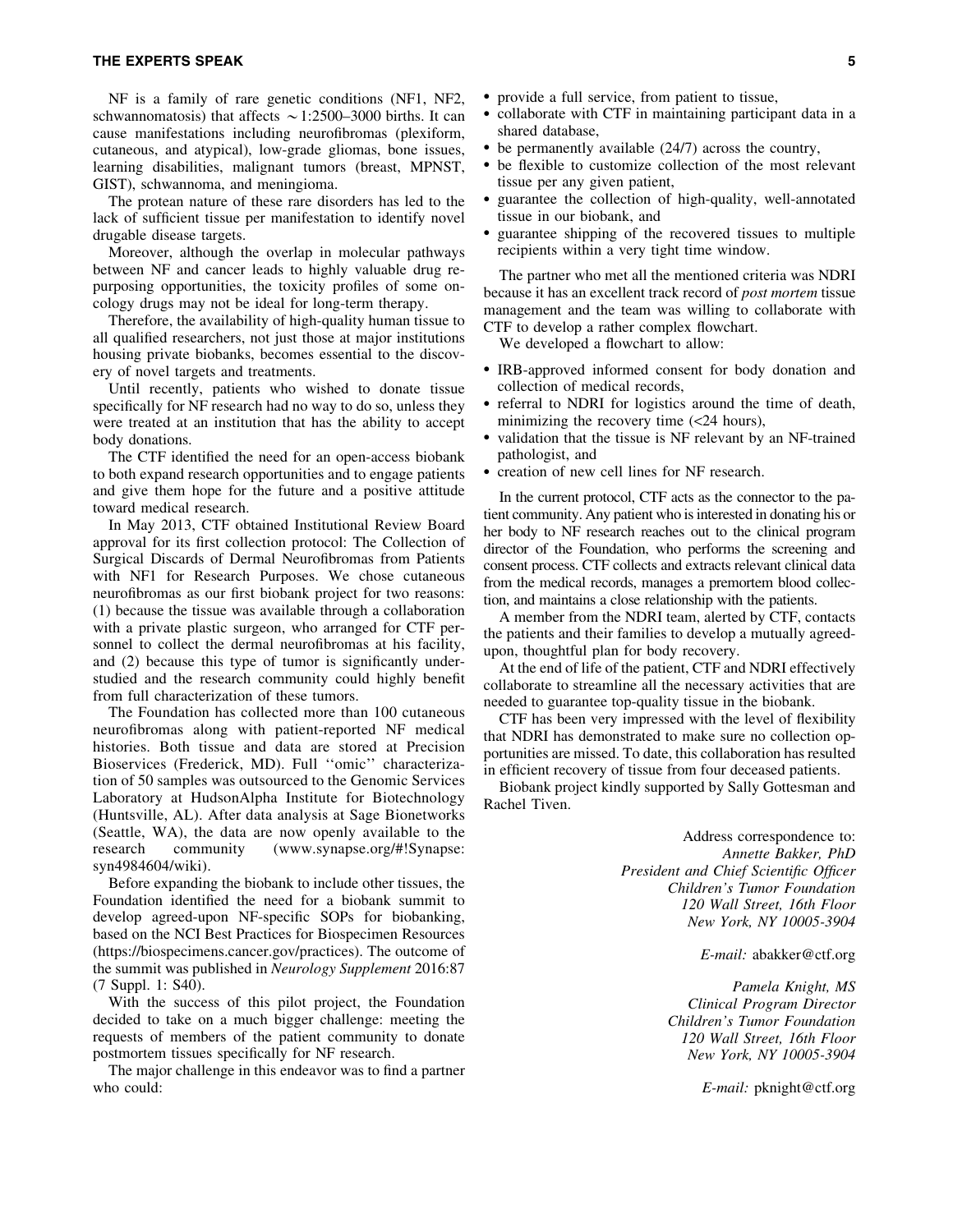NF is a family of rare genetic conditions (NF1, NF2, schwannomatosis) that affects ~1:2500–3000 births. It can cause manifestations including neurofibromas (plexiform, cutaneous, and atypical), low-grade gliomas, bone issues, learning disabilities, malignant tumors (breast, MPNST, GIST), schwannoma, and meningioma.

The protean nature of these rare disorders has led to the lack of sufficient tissue per manifestation to identify novel drugable disease targets.

Moreover, although the overlap in molecular pathways between NF and cancer leads to highly valuable drug repurposing opportunities, the toxicity profiles of some oncology drugs may not be ideal for long-term therapy.

Therefore, the availability of high-quality human tissue to all qualified researchers, not just those at major institutions housing private biobanks, becomes essential to the discovery of novel targets and treatments.

Until recently, patients who wished to donate tissue specifically for NF research had no way to do so, unless they were treated at an institution that has the ability to accept body donations.

The CTF identified the need for an open-access biobank to both expand research opportunities and to engage patients and give them hope for the future and a positive attitude toward medical research.

In May 2013, CTF obtained Institutional Review Board approval for its first collection protocol: The Collection of Surgical Discards of Dermal Neurofibromas from Patients with NF1 for Research Purposes. We chose cutaneous neurofibromas as our first biobank project for two reasons: (1) because the tissue was available through a collaboration with a private plastic surgeon, who arranged for CTF personnel to collect the dermal neurofibromas at his facility, and (2) because this type of tumor is significantly understudied and the research community could highly benefit from full characterization of these tumors.

The Foundation has collected more than 100 cutaneous neurofibromas along with patient-reported NF medical histories. Both tissue and data are stored at Precision Bioservices (Frederick, MD). Full ''omic'' characterization of 50 samples was outsourced to the Genomic Services Laboratory at HudsonAlpha Institute for Biotechnology (Huntsville, AL). After data analysis at Sage Bionetworks (Seattle, WA), the data are now openly available to the research community (www.synapse.org/#!Synapse:syn4984604/wiki).

Before expanding the biobank to include other tissues, the Foundation identified the need for a biobank summit to develop agreed-upon NF-specific SOPs for biobanking, based on the NCI Best Practices for Biospecimen Resources (https://biospecimens.cancer.gov/practices). The outcome of the summit was published in *Neurology Supplement* 2016:87 (7 Suppl. 1: S40).

With the success of this pilot project, the Foundation decided to take on a much bigger challenge: meeting the requests of members of the patient community to donate postmortem tissues specifically for NF research.

The major challenge in this endeavor was to find a partner who could:

- provide a full service, from patient to tissue,
- collaborate with CTF in maintaining participant data in a shared database,
- be permanently available (24/7) across the country,
- be flexible to customize collection of the most relevant tissue per any given patient,
- guarantee the collection of high-quality, well-annotated tissue in our biobank, and
- guarantee shipping of the recovered tissues to multiple recipients within a very tight time window.

The partner who met all the mentioned criteria was NDRI because it has an excellent track record of *post mortem* tissue management and the team was willing to collaborate with CTF to develop a rather complex flowchart.

We developed a flowchart to allow:

- IRB-approved informed consent for body donation and collection of medical records,
- referral to NDRI for logistics around the time of death, minimizing the recovery time (<24 hours),
- validation that the tissue is NF relevant by an NF-trained pathologist, and
- creation of new cell lines for NF research.

In the current protocol, CTF acts as the connector to the patient community. Any patient who is interested in donating his or her body to NF research reaches out to the clinical program director of the Foundation, who performs the screening and consent process. CTF collects and extracts relevant clinical data from the medical records, manages a premortem blood collection, and maintains a close relationship with the patients.

A member from the NDRI team, alerted by CTF, contacts the patients and their families to develop a mutually agreed-upon, thoughtful plan for body recovery.

At the end of life of the patient, CTF and NDRI effectively collaborate to streamline all the necessary activities that are needed to guarantee top-quality tissue in the biobank.

CTF has been very impressed with the level of flexibility that NDRI has demonstrated to make sure no collection opportunities are missed. To date, this collaboration has resulted in efficient recovery of tissue from four deceased patients.

Biobank project kindly supported by Sally Gottesman and Rachel Tiven.

Address correspondence to:
*Annette Bakker, PhD*
*President and Chief Scientific Officer*
*Children's Tumor Foundation*
*120 Wall Street, 16th Floor*
*New York, NY 10005-3904*

*E-mail:* abakker@ctf.org

*Pamela Knight, MS*
*Clinical Program Director*
*Children's Tumor Foundation*
*120 Wall Street, 16th Floor*
*New York, NY 10005-3904*

*E-mail:* pknight@ctf.org